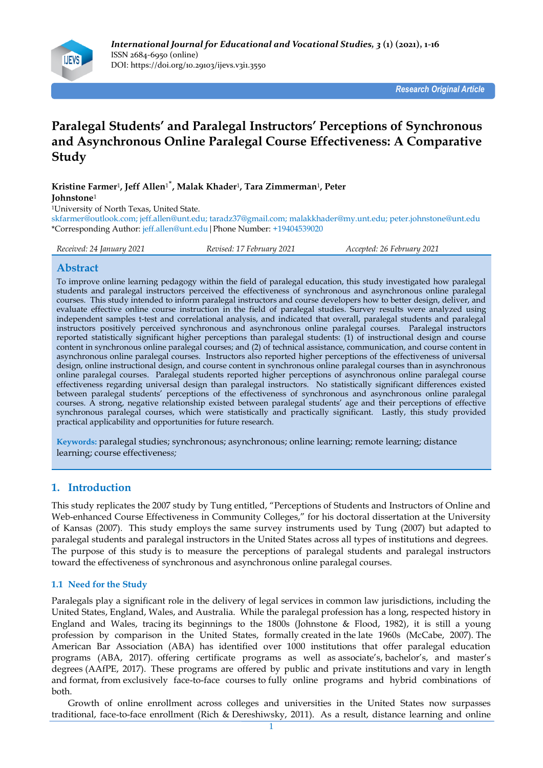*International Journal for Educational and Vocational Studies, 3 (1) (2021), 1-16*
ISSN 2684-6950 (online)
DOI: https://doi.org/10.29103/ijevs.v3i1.3550

**Research Original Article**

# Paralegal Students' and Paralegal Instructors' Perceptions of Synchronous and Asynchronous Online Paralegal Course Effectiveness: A Comparative Study

**Kristine Farmer**[1], **Jeff Allen**[1*], **Malak Khader**[1], **Tara Zimmerman**[1], **Peter Johnstone**[1]

[1]University of North Texas, United State.
skfarmer@outlook.com; jeff.allen@unt.edu; taradz37@gmail.com; malakkhader@my.unt.edu; peter.johnstone@unt.edu
*Corresponding Author: jeff.allen@unt.edu | Phone Number: +19404539020

*Received: 24 January 2021* *Revised: 17 February 2021* *Accepted: 26 February 2021*

## Abstract

To improve online learning pedagogy within the field of paralegal education, this study investigated how paralegal students and paralegal instructors perceived the effectiveness of synchronous and asynchronous online paralegal courses. This study intended to inform paralegal instructors and course developers how to better design, deliver, and evaluate effective online course instruction in the field of paralegal studies. Survey results were analyzed using independent samples t-test and correlational analysis, and indicated that overall, paralegal students and paralegal instructors positively perceived synchronous and asynchronous online paralegal courses. Paralegal instructors reported statistically significant higher perceptions than paralegal students: (1) of instructional design and course content in synchronous online paralegal courses; and (2) of technical assistance, communication, and course content in asynchronous online paralegal courses. Instructors also reported higher perceptions of the effectiveness of universal design, online instructional design, and course content in synchronous online paralegal courses than in asynchronous online paralegal courses. Paralegal students reported higher perceptions of asynchronous online paralegal course effectiveness regarding universal design than paralegal instructors. No statistically significant differences existed between paralegal students' perceptions of the effectiveness of synchronous and asynchronous online paralegal courses. A strong, negative relationship existed between paralegal students' age and their perceptions of effective synchronous paralegal courses, which were statistically and practically significant. Lastly, this study provided practical applicability and opportunities for future research.

**Keywords:** paralegal studies; synchronous; asynchronous; online learning; remote learning; distance learning; course effectiveness*;*

## 1. Introduction

This study replicates the 2007 study by Tung entitled, "Perceptions of Students and Instructors of Online and Web-enhanced Course Effectiveness in Community Colleges," for his doctoral dissertation at the University of Kansas (2007). This study employs the same survey instruments used by Tung (2007) but adapted to paralegal students and paralegal instructors in the United States across all types of institutions and degrees. The purpose of this study is to measure the perceptions of paralegal students and paralegal instructors toward the effectiveness of synchronous and asynchronous online paralegal courses.

### 1.1 Need for the Study

Paralegals play a significant role in the delivery of legal services in common law jurisdictions, including the United States, England, Wales, and Australia. While the paralegal profession has a long, respected history in England and Wales, tracing its beginnings to the 1800s (Johnstone & Flood, 1982), it is still a young profession by comparison in the United States, formally created in the late 1960s (McCabe, 2007). The American Bar Association (ABA) has identified over 1000 institutions that offer paralegal education programs (ABA, 2017). offering certificate programs as well as associate's, bachelor's, and master's degrees (AAfPE, 2017). These programs are offered by public and private institutions and vary in length and format, from exclusively face-to-face courses to fully online programs and hybrid combinations of both.

Growth of online enrollment across colleges and universities in the United States now surpasses traditional, face-to-face enrollment (Rich & Dereshiwsky, 2011). As a result, distance learning and online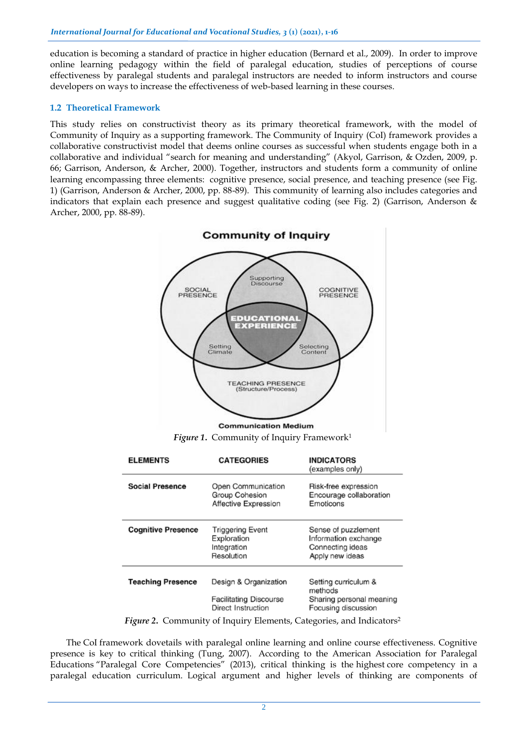education is becoming a standard of practice in higher education (Bernard et al., 2009). In order to improve online learning pedagogy within the field of paralegal education, studies of perceptions of course effectiveness by paralegal students and paralegal instructors are needed to inform instructors and course developers on ways to increase the effectiveness of web-based learning in these courses.

## 1.2 Theoretical Framework

This study relies on constructivist theory as its primary theoretical framework, with the model of Community of Inquiry as a supporting framework. The Community of Inquiry (CoI) framework provides a collaborative constructivist model that deems online courses as successful when students engage both in a collaborative and individual "search for meaning and understanding" (Akyol, Garrison, & Ozden, 2009, p. 66; Garrison, Anderson, & Archer, 2000). Together, instructors and students form a community of online learning encompassing three elements: cognitive presence, social presence, and teaching presence (see Fig. 1) (Garrison, Anderson & Archer, 2000, pp. 88-89). This community of learning also includes categories and indicators that explain each presence and suggest qualitative coding (see Fig. 2) (Garrison, Anderson & Archer, 2000, pp. 88-89).

Community of Inquiry

SOCIAL PRESENCE — Supporting Discourse — COGNITIVE PRESENCE — EDUCATIONAL EXPERIENCE — Setting Climate — Selecting Content — TEACHING PRESENCE (Structure/Process)

Communication Medium

***Figure 1.*** Community of Inquiry Framework[1]

| ELEMENTS | CATEGORIES | INDICATORS (examples only) |
|---|---|---|
| **Social Presence** | Open Communication<br>Group Cohesion<br>Affective Expression | Risk-free expression<br>Encourage collaboration<br>Emoticons |
| **Cognitive Presence** | Triggering Event<br>Exploration<br>Integration<br>Resolution | Sense of puzzlement<br>Information exchange<br>Connecting ideas<br>Apply new ideas |
| **Teaching Presence** | Design & Organization<br>Facilitating Discourse<br>Direct Instruction | Setting curriculum & methods<br>Sharing personal meaning<br>Focusing discussion |

***Figure 2.*** Community of Inquiry Elements, Categories, and Indicators[2]

The CoI framework dovetails with paralegal online learning and online course effectiveness. Cognitive presence is key to critical thinking (Tung, 2007). According to the American Association for Paralegal Educations "Paralegal Core Competencies" (2013), critical thinking is the highest core competency in a paralegal education curriculum. Logical argument and higher levels of thinking are components of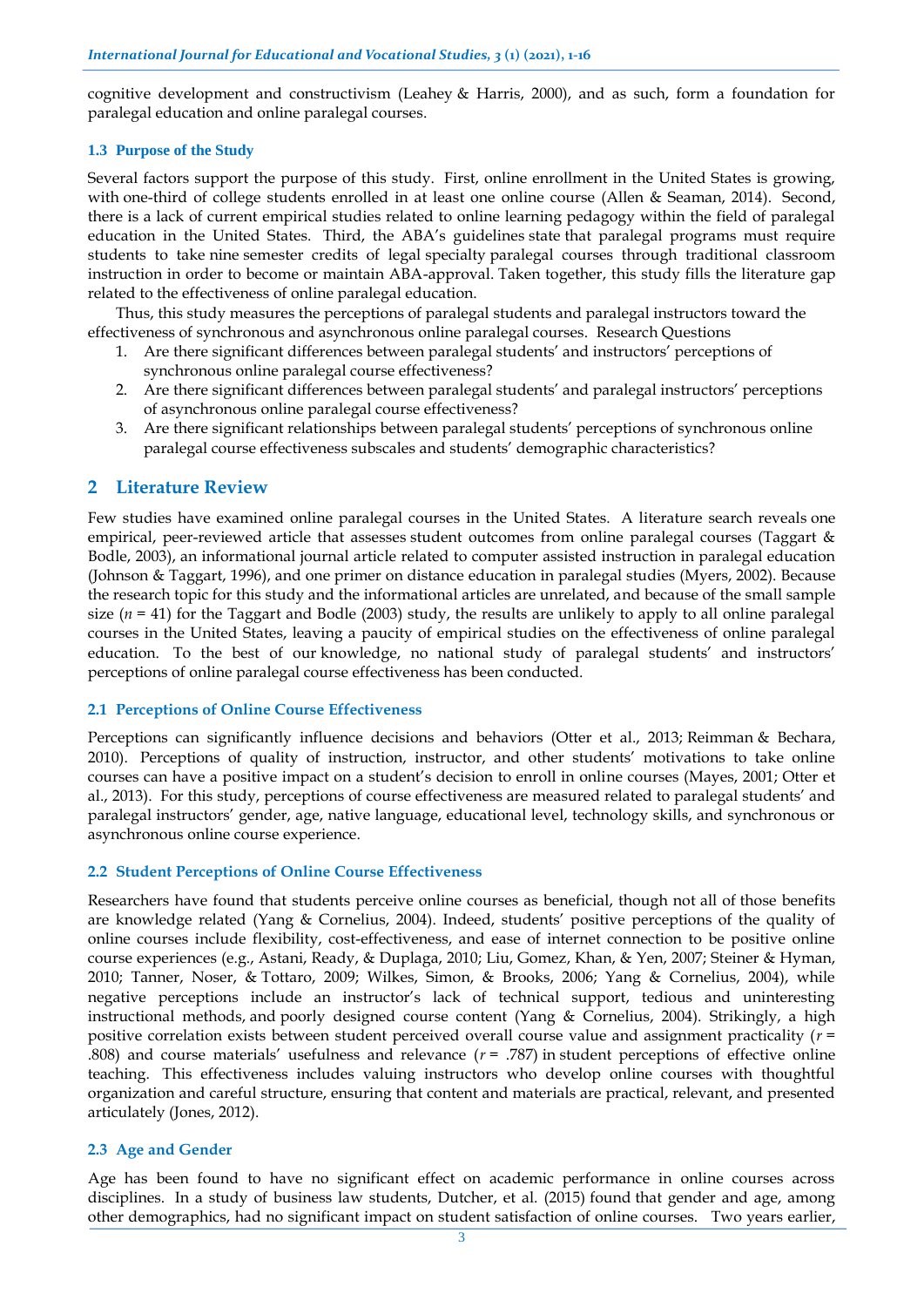cognitive development and constructivism (Leahey & Harris, 2000), and as such, form a foundation for paralegal education and online paralegal courses.

### 1.3 Purpose of the Study

Several factors support the purpose of this study. First, online enrollment in the United States is growing, with one-third of college students enrolled in at least one online course (Allen & Seaman, 2014). Second, there is a lack of current empirical studies related to online learning pedagogy within the field of paralegal education in the United States. Third, the ABA's guidelines state that paralegal programs must require students to take nine semester credits of legal specialty paralegal courses through traditional classroom instruction in order to become or maintain ABA-approval. Taken together, this study fills the literature gap related to the effectiveness of online paralegal education.

Thus, this study measures the perceptions of paralegal students and paralegal instructors toward the effectiveness of synchronous and asynchronous online paralegal courses. Research Questions

1. Are there significant differences between paralegal students' and instructors' perceptions of synchronous online paralegal course effectiveness?
2. Are there significant differences between paralegal students' and paralegal instructors' perceptions of asynchronous online paralegal course effectiveness?
3. Are there significant relationships between paralegal students' perceptions of synchronous online paralegal course effectiveness subscales and students' demographic characteristics?

## 2 Literature Review

Few studies have examined online paralegal courses in the United States. A literature search reveals one empirical, peer-reviewed article that assesses student outcomes from online paralegal courses (Taggart & Bodle, 2003), an informational journal article related to computer assisted instruction in paralegal education (Johnson & Taggart, 1996), and one primer on distance education in paralegal studies (Myers, 2002). Because the research topic for this study and the informational articles are unrelated, and because of the small sample size ($n$ = 41) for the Taggart and Bodle (2003) study, the results are unlikely to apply to all online paralegal courses in the United States, leaving a paucity of empirical studies on the effectiveness of online paralegal education. To the best of our knowledge, no national study of paralegal students' and instructors' perceptions of online paralegal course effectiveness has been conducted.

### 2.1 Perceptions of Online Course Effectiveness

Perceptions can significantly influence decisions and behaviors (Otter et al., 2013; Reimman & Bechara, 2010). Perceptions of quality of instruction, instructor, and other students' motivations to take online courses can have a positive impact on a student's decision to enroll in online courses (Mayes, 2001; Otter et al., 2013). For this study, perceptions of course effectiveness are measured related to paralegal students' and paralegal instructors' gender, age, native language, educational level, technology skills, and synchronous or asynchronous online course experience.

### 2.2 Student Perceptions of Online Course Effectiveness

Researchers have found that students perceive online courses as beneficial, though not all of those benefits are knowledge related (Yang & Cornelius, 2004). Indeed, students' positive perceptions of the quality of online courses include flexibility, cost-effectiveness, and ease of internet connection to be positive online course experiences (e.g., Astani, Ready, & Duplaga, 2010; Liu, Gomez, Khan, & Yen, 2007; Steiner & Hyman, 2010; Tanner, Noser, & Tottaro, 2009; Wilkes, Simon, & Brooks, 2006; Yang & Cornelius, 2004), while negative perceptions include an instructor's lack of technical support, tedious and uninteresting instructional methods, and poorly designed course content (Yang & Cornelius, 2004). Strikingly, a high positive correlation exists between student perceived overall course value and assignment practicality ($r$ = .808) and course materials' usefulness and relevance ($r$ = .787) in student perceptions of effective online teaching. This effectiveness includes valuing instructors who develop online courses with thoughtful organization and careful structure, ensuring that content and materials are practical, relevant, and presented articulately (Jones, 2012).

### 2.3 Age and Gender

Age has been found to have no significant effect on academic performance in online courses across disciplines. In a study of business law students, Dutcher, et al. (2015) found that gender and age, among other demographics, had no significant impact on student satisfaction of online courses. Two years earlier,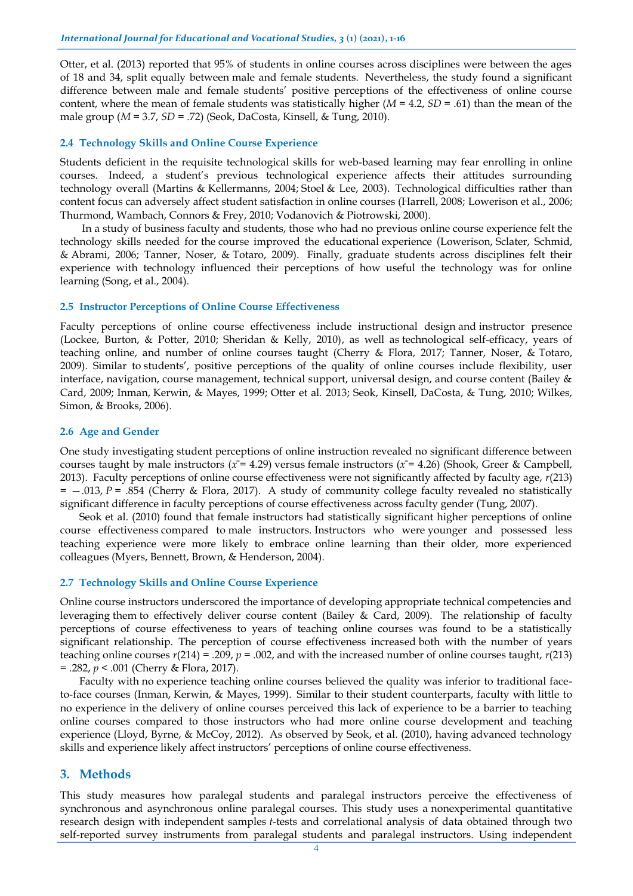Otter, et al. (2013) reported that 95% of students in online courses across disciplines were between the ages of 18 and 34, split equally between male and female students. Nevertheless, the study found a significant difference between male and female students' positive perceptions of the effectiveness of online course content, where the mean of female students was statistically higher ($M$ = 4.2, $SD$ = .61) than the mean of the male group ($M$ = 3.7, $SD$ = .72) (Seok, DaCosta, Kinsell, & Tung, 2010).

### 2.4 Technology Skills and Online Course Experience

Students deficient in the requisite technological skills for web-based learning may fear enrolling in online courses. Indeed, a student's previous technological experience affects their attitudes surrounding technology overall (Martins & Kellermanns, 2004; Stoel & Lee, 2003). Technological difficulties rather than content focus can adversely affect student satisfaction in online courses (Harrell, 2008; Lowerison et al., 2006; Thurmond, Wambach, Connors & Frey, 2010; Vodanovich & Piotrowski, 2000).

In a study of business faculty and students, those who had no previous online course experience felt the technology skills needed for the course improved the educational experience (Lowerison, Sclater, Schmid, & Abrami, 2006; Tanner, Noser, & Totaro, 2009). Finally, graduate students across disciplines felt their experience with technology influenced their perceptions of how useful the technology was for online learning (Song, et al., 2004).

### 2.5 Instructor Perceptions of Online Course Effectiveness

Faculty perceptions of online course effectiveness include instructional design and instructor presence (Lockee, Burton, & Potter, 2010; Sheridan & Kelly, 2010), as well as technological self-efficacy, years of teaching online, and number of online courses taught (Cherry & Flora, 2017; Tanner, Noser, & Totaro, 2009). Similar to students', positive perceptions of the quality of online courses include flexibility, user interface, navigation, course management, technical support, universal design, and course content (Bailey & Card, 2009; Inman, Kerwin, & Mayes, 1999; Otter et al. 2013; Seok, Kinsell, DaCosta, & Tung, 2010; Wilkes, Simon, & Brooks, 2006).

### 2.6 Age and Gender

One study investigating student perceptions of online instruction revealed no significant difference between courses taught by male instructors ($\bar{x}$ = 4.29) versus female instructors ($\bar{x}$ = 4.26) (Shook, Greer & Campbell, 2013). Faculty perceptions of online course effectiveness were not significantly affected by faculty age, $r(213)$ = −.013, $P$ = .854 (Cherry & Flora, 2017). A study of community college faculty revealed no statistically significant difference in faculty perceptions of course effectiveness across faculty gender (Tung, 2007).

Seok et al. (2010) found that female instructors had statistically significant higher perceptions of online course effectiveness compared to male instructors. Instructors who were younger and possessed less teaching experience were more likely to embrace online learning than their older, more experienced colleagues (Myers, Bennett, Brown, & Henderson, 2004).

### 2.7 Technology Skills and Online Course Experience

Online course instructors underscored the importance of developing appropriate technical competencies and leveraging them to effectively deliver course content (Bailey & Card, 2009). The relationship of faculty perceptions of course effectiveness to years of teaching online courses was found to be a statistically significant relationship. The perception of course effectiveness increased both with the number of years teaching online courses $r(214)$ = .209, $p$ = .002, and with the increased number of online courses taught, $r(213)$ = .282, $p$ < .001 (Cherry & Flora, 2017).

Faculty with no experience teaching online courses believed the quality was inferior to traditional face-to-face courses (Inman, Kerwin, & Mayes, 1999). Similar to their student counterparts, faculty with little to no experience in the delivery of online courses perceived this lack of experience to be a barrier to teaching online courses compared to those instructors who had more online course development and teaching experience (Lloyd, Byrne, & McCoy, 2012). As observed by Seok, et al. (2010), having advanced technology skills and experience likely affect instructors' perceptions of online course effectiveness.

## 3. Methods

This study measures how paralegal students and paralegal instructors perceive the effectiveness of synchronous and asynchronous online paralegal courses. This study uses a nonexperimental quantitative research design with independent samples *t*-tests and correlational analysis of data obtained through two self-reported survey instruments from paralegal students and paralegal instructors. Using independent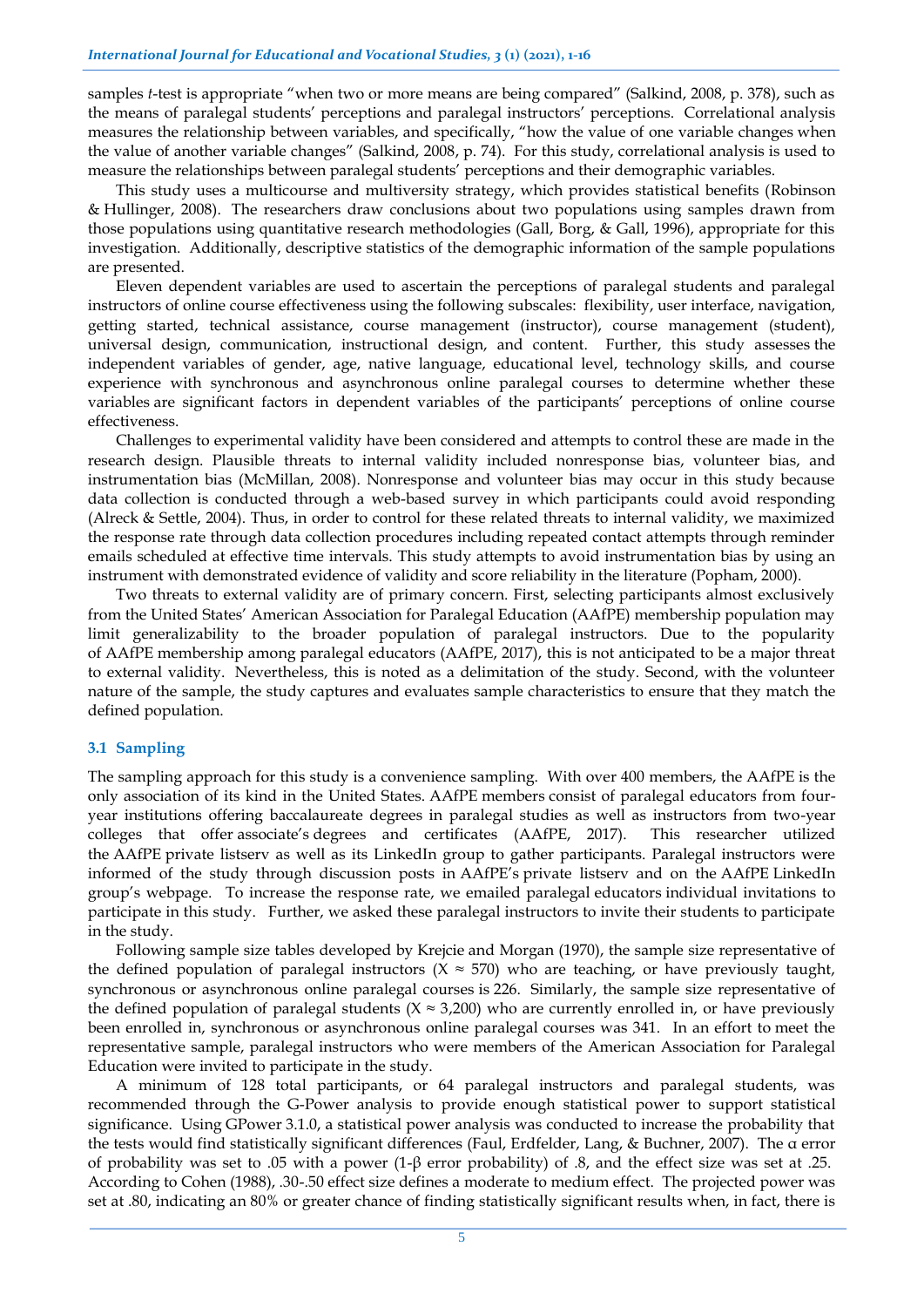samples *t*-test is appropriate "when two or more means are being compared" (Salkind, 2008, p. 378), such as the means of paralegal students' perceptions and paralegal instructors' perceptions. Correlational analysis measures the relationship between variables, and specifically, "how the value of one variable changes when the value of another variable changes" (Salkind, 2008, p. 74). For this study, correlational analysis is used to measure the relationships between paralegal students' perceptions and their demographic variables.

This study uses a multicourse and multiversity strategy, which provides statistical benefits (Robinson & Hullinger, 2008). The researchers draw conclusions about two populations using samples drawn from those populations using quantitative research methodologies (Gall, Borg, & Gall, 1996), appropriate for this investigation. Additionally, descriptive statistics of the demographic information of the sample populations are presented.

Eleven dependent variables are used to ascertain the perceptions of paralegal students and paralegal instructors of online course effectiveness using the following subscales: flexibility, user interface, navigation, getting started, technical assistance, course management (instructor), course management (student), universal design, communication, instructional design, and content. Further, this study assesses the independent variables of gender, age, native language, educational level, technology skills, and course experience with synchronous and asynchronous online paralegal courses to determine whether these variables are significant factors in dependent variables of the participants' perceptions of online course effectiveness.

Challenges to experimental validity have been considered and attempts to control these are made in the research design. Plausible threats to internal validity included nonresponse bias, volunteer bias, and instrumentation bias (McMillan, 2008). Nonresponse and volunteer bias may occur in this study because data collection is conducted through a web-based survey in which participants could avoid responding (Alreck & Settle, 2004). Thus, in order to control for these related threats to internal validity, we maximized the response rate through data collection procedures including repeated contact attempts through reminder emails scheduled at effective time intervals. This study attempts to avoid instrumentation bias by using an instrument with demonstrated evidence of validity and score reliability in the literature (Popham, 2000).

Two threats to external validity are of primary concern. First, selecting participants almost exclusively from the United States' American Association for Paralegal Education (AAfPE) membership population may limit generalizability to the broader population of paralegal instructors. Due to the popularity of AAfPE membership among paralegal educators (AAfPE, 2017), this is not anticipated to be a major threat to external validity. Nevertheless, this is noted as a delimitation of the study. Second, with the volunteer nature of the sample, the study captures and evaluates sample characteristics to ensure that they match the defined population.

### 3.1 Sampling

The sampling approach for this study is a convenience sampling. With over 400 members, the AAfPE is the only association of its kind in the United States. AAfPE members consist of paralegal educators from four-year institutions offering baccalaureate degrees in paralegal studies as well as instructors from two-year colleges that offer associate's degrees and certificates (AAfPE, 2017). This researcher utilized the AAfPE private listserv as well as its LinkedIn group to gather participants. Paralegal instructors were informed of the study through discussion posts in AAfPE's private listserv and on the AAfPE LinkedIn group's webpage. To increase the response rate, we emailed paralegal educators individual invitations to participate in this study. Further, we asked these paralegal instructors to invite their students to participate in the study.

Following sample size tables developed by Krejcie and Morgan (1970), the sample size representative of the defined population of paralegal instructors ($X \approx 570$) who are teaching, or have previously taught, synchronous or asynchronous online paralegal courses is 226. Similarly, the sample size representative of the defined population of paralegal students ($X \approx 3{,}200$) who are currently enrolled in, or have previously been enrolled in, synchronous or asynchronous online paralegal courses was 341. In an effort to meet the representative sample, paralegal instructors who were members of the American Association for Paralegal Education were invited to participate in the study.

A minimum of 128 total participants, or 64 paralegal instructors and paralegal students, was recommended through the G-Power analysis to provide enough statistical power to support statistical significance. Using GPower 3.1.0, a statistical power analysis was conducted to increase the probability that the tests would find statistically significant differences (Faul, Erdfelder, Lang, & Buchner, 2007). The α error of probability was set to .05 with a power (1-β error probability) of .8, and the effect size was set at .25. According to Cohen (1988), .30-.50 effect size defines a moderate to medium effect. The projected power was set at .80, indicating an 80% or greater chance of finding statistically significant results when, in fact, there is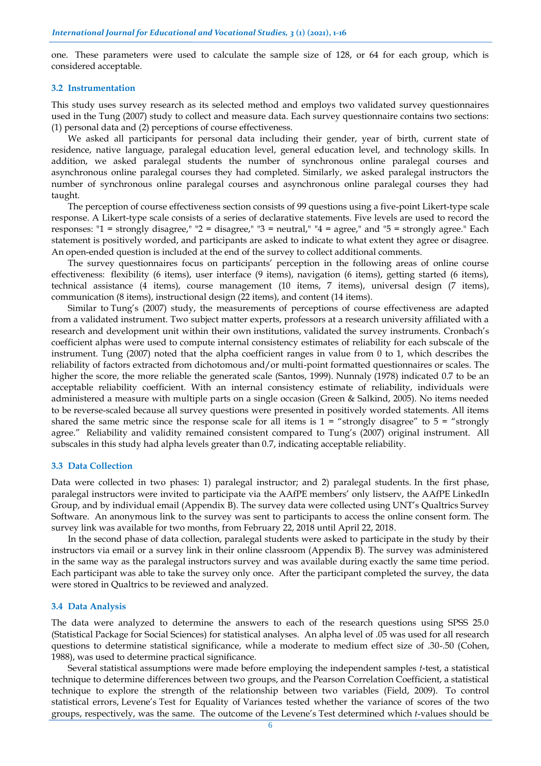one. These parameters were used to calculate the sample size of 128, or 64 for each group, which is considered acceptable.

### 3.2 Instrumentation

This study uses survey research as its selected method and employs two validated survey questionnaires used in the Tung (2007) study to collect and measure data. Each survey questionnaire contains two sections: (1) personal data and (2) perceptions of course effectiveness.

We asked all participants for personal data including their gender, year of birth, current state of residence, native language, paralegal education level, general education level, and technology skills. In addition, we asked paralegal students the number of synchronous online paralegal courses and asynchronous online paralegal courses they had completed. Similarly, we asked paralegal instructors the number of synchronous online paralegal courses and asynchronous online paralegal courses they had taught.

The perception of course effectiveness section consists of 99 questions using a five-point Likert-type scale response. A Likert-type scale consists of a series of declarative statements. Five levels are used to record the responses: "1 = strongly disagree," "2 = disagree," "3 = neutral," "4 = agree," and "5 = strongly agree." Each statement is positively worded, and participants are asked to indicate to what extent they agree or disagree. An open-ended question is included at the end of the survey to collect additional comments.

The survey questionnaires focus on participants' perception in the following areas of online course effectiveness: flexibility (6 items), user interface (9 items), navigation (6 items), getting started (6 items), technical assistance (4 items), course management (10 items, 7 items), universal design (7 items), communication (8 items), instructional design (22 items), and content (14 items).

Similar to Tung's (2007) study, the measurements of perceptions of course effectiveness are adapted from a validated instrument. Two subject matter experts, professors at a research university affiliated with a research and development unit within their own institutions, validated the survey instruments. Cronbach's coefficient alphas were used to compute internal consistency estimates of reliability for each subscale of the instrument. Tung (2007) noted that the alpha coefficient ranges in value from 0 to 1, which describes the reliability of factors extracted from dichotomous and/or multi-point formatted questionnaires or scales. The higher the score, the more reliable the generated scale (Santos, 1999). Nunnaly (1978) indicated 0.7 to be an acceptable reliability coefficient. With an internal consistency estimate of reliability, individuals were administered a measure with multiple parts on a single occasion (Green & Salkind, 2005). No items needed to be reverse-scaled because all survey questions were presented in positively worded statements. All items shared the same metric since the response scale for all items is 1 = "strongly disagree" to 5 = "strongly agree." Reliability and validity remained consistent compared to Tung's (2007) original instrument. All subscales in this study had alpha levels greater than 0.7, indicating acceptable reliability.

### 3.3 Data Collection

Data were collected in two phases: 1) paralegal instructor; and 2) paralegal students. In the first phase, paralegal instructors were invited to participate via the AAfPE members' only listserv, the AAfPE LinkedIn Group, and by individual email (Appendix B). The survey data were collected using UNT's Qualtrics Survey Software. An anonymous link to the survey was sent to participants to access the online consent form. The survey link was available for two months, from February 22, 2018 until April 22, 2018.

In the second phase of data collection, paralegal students were asked to participate in the study by their instructors via email or a survey link in their online classroom (Appendix B). The survey was administered in the same way as the paralegal instructors survey and was available during exactly the same time period. Each participant was able to take the survey only once. After the participant completed the survey, the data were stored in Qualtrics to be reviewed and analyzed.

### 3.4 Data Analysis

The data were analyzed to determine the answers to each of the research questions using SPSS 25.0 (Statistical Package for Social Sciences) for statistical analyses. An alpha level of .05 was used for all research questions to determine statistical significance, while a moderate to medium effect size of .30-.50 (Cohen, 1988), was used to determine practical significance.

Several statistical assumptions were made before employing the independent samples *t*-test, a statistical technique to determine differences between two groups, and the Pearson Correlation Coefficient, a statistical technique to explore the strength of the relationship between two variables (Field, 2009). To control statistical errors, Levene's Test for Equality of Variances tested whether the variance of scores of the two groups, respectively, was the same. The outcome of the Levene's Test determined which *t*-values should be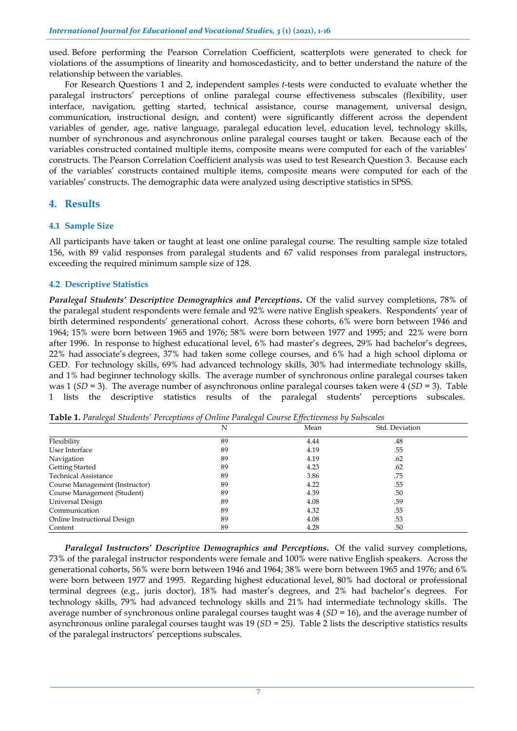used. Before performing the Pearson Correlation Coefficient, scatterplots were generated to check for violations of the assumptions of linearity and homoscedasticity, and to better understand the nature of the relationship between the variables.

For Research Questions 1 and 2, independent samples *t*-tests were conducted to evaluate whether the paralegal instructors' perceptions of online paralegal course effectiveness subscales (flexibility, user interface, navigation, getting started, technical assistance, course management, universal design, communication, instructional design, and content) were significantly different across the dependent variables of gender, age, native language, paralegal education level, education level, technology skills, number of synchronous and asynchronous online paralegal courses taught or taken. Because each of the variables constructed contained multiple items, composite means were computed for each of the variables' constructs. The Pearson Correlation Coefficient analysis was used to test Research Question 3. Because each of the variables' constructs contained multiple items, composite means were computed for each of the variables' constructs. The demographic data were analyzed using descriptive statistics in SPSS.

## 4. Results

### 4.1 Sample Size

All participants have taken or taught at least one online paralegal course. The resulting sample size totaled 156, with 89 valid responses from paralegal students and 67 valid responses from paralegal instructors, exceeding the required minimum sample size of 128.

### 4.2 Descriptive Statistics

***Paralegal Students' Descriptive Demographics and Perceptions.*** Of the valid survey completions, 78% of the paralegal student respondents were female and 92% were native English speakers. Respondents' year of birth determined respondents' generational cohort. Across these cohorts, 6% were born between 1946 and 1964; 15% were born between 1965 and 1976; 58% were born between 1977 and 1995; and 22% were born after 1996. In response to highest educational level, 6% had master's degrees, 29% had bachelor's degrees, 22% had associate's degrees, 37% had taken some college courses, and 6% had a high school diploma or GED. For technology skills, 69% had advanced technology skills, 30% had intermediate technology skills, and 1% had beginner technology skills. The average number of synchronous online paralegal courses taken was 1 (*SD* = 3). The average number of asynchronous online paralegal courses taken were 4 (*SD* = 3). Table 1 lists the descriptive statistics results of the paralegal students' perceptions subscales.

**Table 1.** *Paralegal Students' Perceptions of Online Paralegal Course Effectiveness by Subscales*

| | N | Mean | Std. Deviation |
|---|---|---|---|
| Flexibility | 89 | 4.44 | .48 |
| User Interface | 89 | 4.19 | .55 |
| Navigation | 89 | 4.19 | .62 |
| Getting Started | 89 | 4.23 | .62 |
| Technical Assistance | 89 | 3.86 | .75 |
| Course Management (Instructor) | 89 | 4.22 | .55 |
| Course Management (Student) | 89 | 4.39 | .50 |
| Universal Design | 89 | 4.08 | .59 |
| Communication | 89 | 4.32 | .55 |
| Online Instructional Design | 89 | 4.08 | .53 |
| Content | 89 | 4.28 | .50 |

***Paralegal Instructors' Descriptive Demographics and Perceptions.*** Of the valid survey completions, 73% of the paralegal instructor respondents were female and 100% were native English speakers. Across the generational cohorts, 56% were born between 1946 and 1964; 38% were born between 1965 and 1976; and 6% were born between 1977 and 1995. Regarding highest educational level, 80% had doctoral or professional terminal degrees (e.g., juris doctor), 18% had master's degrees, and 2% had bachelor's degrees. For technology skills, 79% had advanced technology skills and 21% had intermediate technology skills. The average number of synchronous online paralegal courses taught was 4 (*SD* = 16), and the average number of asynchronous online paralegal courses taught was 19 (*SD* = 25). Table 2 lists the descriptive statistics results of the paralegal instructors' perceptions subscales.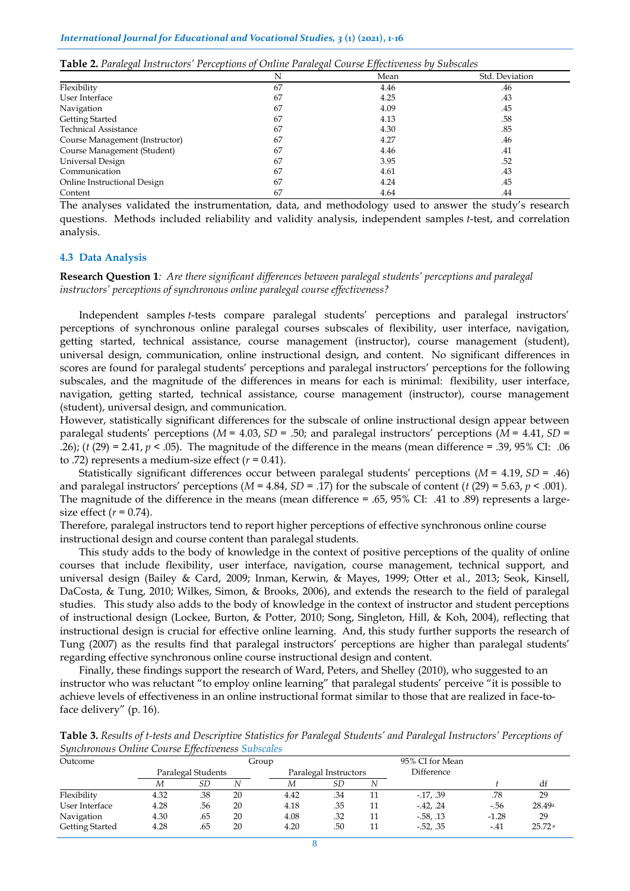**Table 2.** *Paralegal Instructors' Perceptions of Online Paralegal Course Effectiveness by Subscales*

| | N | Mean | Std. Deviation |
|---|---|---|---|
| Flexibility | 67 | 4.46 | .46 |
| User Interface | 67 | 4.25 | .43 |
| Navigation | 67 | 4.09 | .45 |
| Getting Started | 67 | 4.13 | .58 |
| Technical Assistance | 67 | 4.30 | .85 |
| Course Management (Instructor) | 67 | 4.27 | .46 |
| Course Management (Student) | 67 | 4.46 | .41 |
| Universal Design | 67 | 3.95 | .52 |
| Communication | 67 | 4.61 | .43 |
| Online Instructional Design | 67 | 4.24 | .45 |
| Content | 67 | 4.64 | .44 |

The analyses validated the instrumentation, data, and methodology used to answer the study's research questions. Methods included reliability and validity analysis, independent samples *t*-test, and correlation analysis.

### 4.3 Data Analysis

**Research Question 1***: Are there significant differences between paralegal students' perceptions and paralegal instructors' perceptions of synchronous online paralegal course effectiveness?*

Independent samples *t*-tests compare paralegal students' perceptions and paralegal instructors' perceptions of synchronous online paralegal courses subscales of flexibility, user interface, navigation, getting started, technical assistance, course management (instructor), course management (student), universal design, communication, online instructional design, and content. No significant differences in scores are found for paralegal students' perceptions and paralegal instructors' perceptions for the following subscales, and the magnitude of the differences in means for each is minimal: flexibility, user interface, navigation, getting started, technical assistance, course management (instructor), course management (student), universal design, and communication.

However, statistically significant differences for the subscale of online instructional design appear between paralegal students' perceptions ($M$ = 4.03, $SD$ = .50; and paralegal instructors' perceptions ($M$ = 4.41, $SD$ = .26); ($t$ (29) = 2.41, $p$ < .05). The magnitude of the difference in the means (mean difference = .39, 95% CI: .06 to .72) represents a medium-size effect ($r$ = 0.41).

Statistically significant differences occur between paralegal students' perceptions ($M$ = 4.19, $SD$ = .46) and paralegal instructors' perceptions ($M$ = 4.84, $SD$ = .17) for the subscale of content ($t$ (29) = 5.63, $p$ < .001). The magnitude of the difference in the means (mean difference = .65, 95% CI: .41 to .89) represents a large-size effect ($r$ = 0.74).

Therefore, paralegal instructors tend to report higher perceptions of effective synchronous online course instructional design and course content than paralegal students.

This study adds to the body of knowledge in the context of positive perceptions of the quality of online courses that include flexibility, user interface, navigation, course management, technical support, and universal design (Bailey & Card, 2009; Inman, Kerwin, & Mayes, 1999; Otter et al., 2013; Seok, Kinsell, DaCosta, & Tung, 2010; Wilkes, Simon, & Brooks, 2006), and extends the research to the field of paralegal studies. This study also adds to the body of knowledge in the context of instructor and student perceptions of instructional design (Lockee, Burton, & Potter, 2010; Song, Singleton, Hill, & Koh, 2004), reflecting that instructional design is crucial for effective online learning. And, this study further supports the research of Tung (2007) as the results find that paralegal instructors' perceptions are higher than paralegal students' regarding effective synchronous online course instructional design and content.

Finally, these findings support the research of Ward, Peters, and Shelley (2010), who suggested to an instructor who was reluctant "to employ online learning" that paralegal students' perceive "it is possible to achieve levels of effectiveness in an online instructional format similar to those that are realized in face-to-face delivery" (p. 16).

**Table 3.** *Results of t-tests and Descriptive Statistics for Paralegal Students' and Paralegal Instructors' Perceptions of Synchronous Online Course Effectiveness Subscales*

| Outcome | Group | | | | | | 95% CI for Mean Difference | | |
|---|---|---|---|---|---|---|---|---|---|
| | Paralegal Students | | | Paralegal Instructors | | | | | |
| | *M* | *SD* | *N* | *M* | *SD* | *N* | | *t* | df |
| Flexibility | 4.32 | .38 | 20 | 4.42 | .34 | 11 | -.17, .39 | .78 | 29 |
| User Interface | 4.28 | .56 | 20 | 4.18 | .35 | 11 | -.42, .24 | -.56 | 28.49[a] |
| Navigation | 4.30 | .65 | 20 | 4.08 | .32 | 11 | -.58, .13 | -1.28 | 29 |
| Getting Started | 4.28 | .65 | 20 | 4.20 | .50 | 11 | -.52, .35 | -.41 | 25.72[a] |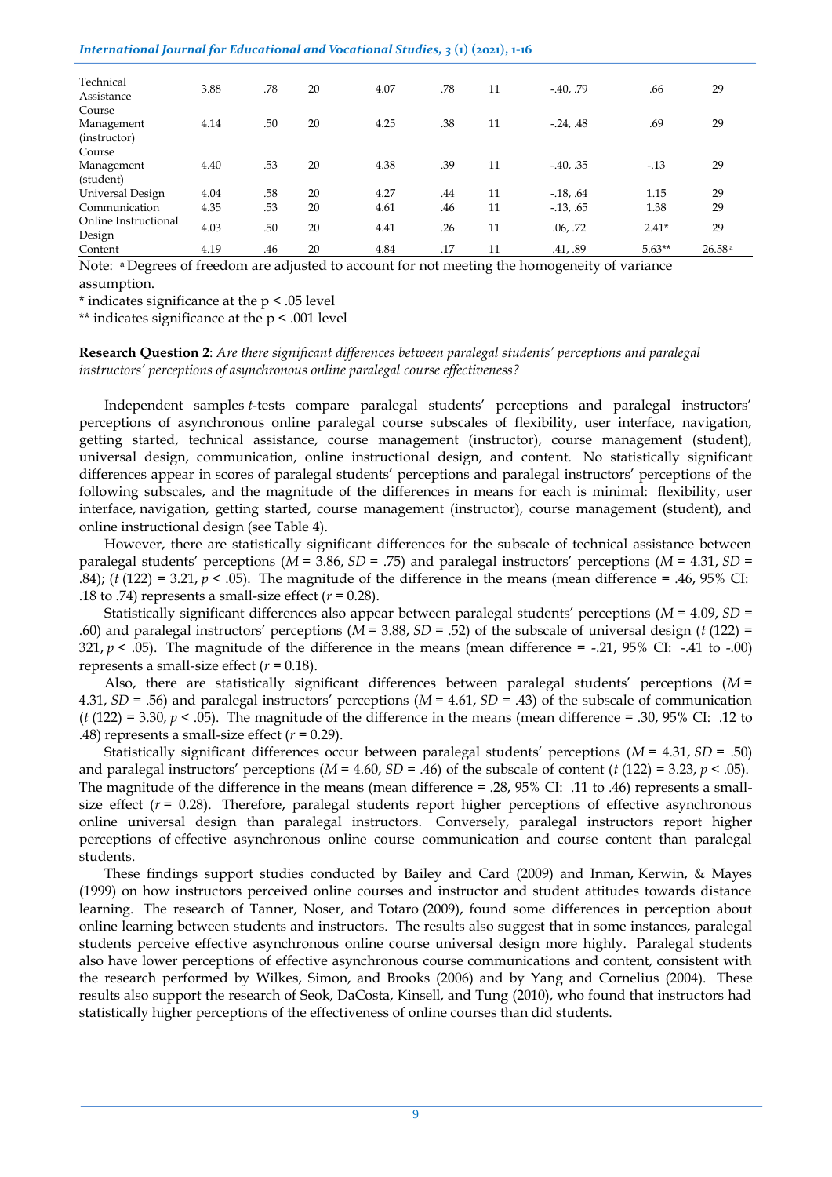| | | | | | | | | | |
|---|---|---|---|---|---|---|---|---|---|
| Technical Assistance | 3.88 | .78 | 20 | 4.07 | .78 | 11 | -.40, .79 | .66 | 29 |
| Course Management (instructor) | 4.14 | .50 | 20 | 4.25 | .38 | 11 | -.24, .48 | .69 | 29 |
| Course Management (student) | 4.40 | .53 | 20 | 4.38 | .39 | 11 | -.40, .35 | -.13 | 29 |
| Universal Design | 4.04 | .58 | 20 | 4.27 | .44 | 11 | -.18, .64 | 1.15 | 29 |
| Communication | 4.35 | .53 | 20 | 4.61 | .46 | 11 | -.13, .65 | 1.38 | 29 |
| Online Instructional Design | 4.03 | .50 | 20 | 4.41 | .26 | 11 | .06, .72 | 2.41* | 29 |
| Content | 4.19 | .46 | 20 | 4.84 | .17 | 11 | .41, .89 | 5.63** | 26.58[a] |

Note: [a] Degrees of freedom are adjusted to account for not meeting the homogeneity of variance assumption.

\* indicates significance at the p < .05 level

\*\* indicates significance at the p < .001 level

**Research Question 2**: *Are there significant differences between paralegal students' perceptions and paralegal instructors' perceptions of asynchronous online paralegal course effectiveness?*

Independent samples *t*-tests compare paralegal students' perceptions and paralegal instructors' perceptions of asynchronous online paralegal course subscales of flexibility, user interface, navigation, getting started, technical assistance, course management (instructor), course management (student), universal design, communication, online instructional design, and content. No statistically significant differences appear in scores of paralegal students' perceptions and paralegal instructors' perceptions of the following subscales, and the magnitude of the differences in means for each is minimal: flexibility, user interface, navigation, getting started, course management (instructor), course management (student), and online instructional design (see Table 4).

However, there are statistically significant differences for the subscale of technical assistance between paralegal students' perceptions ($M$ = 3.86, $SD$ = .75) and paralegal instructors' perceptions ($M$ = 4.31, $SD$ = .84); ($t$ (122) = 3.21, $p$ < .05). The magnitude of the difference in the means (mean difference = .46, 95% CI: .18 to .74) represents a small-size effect ($r$ = 0.28).

Statistically significant differences also appear between paralegal students' perceptions ($M$ = 4.09, $SD$ = .60) and paralegal instructors' perceptions ($M$ = 3.88, $SD$ = .52) of the subscale of universal design ($t$ (122) = 321, $p$ < .05). The magnitude of the difference in the means (mean difference = -.21, 95% CI: -.41 to -.00) represents a small-size effect ($r$ = 0.18).

Also, there are statistically significant differences between paralegal students' perceptions ($M$ = 4.31, $SD$ = .56) and paralegal instructors' perceptions ($M$ = 4.61, $SD$ = .43) of the subscale of communication ($t$ (122) = 3.30, $p$ < .05). The magnitude of the difference in the means (mean difference = .30, 95% CI: .12 to .48) represents a small-size effect ($r$ = 0.29).

Statistically significant differences occur between paralegal students' perceptions ($M$ = 4.31, $SD$ = .50) and paralegal instructors' perceptions ($M$ = 4.60, $SD$ = .46) of the subscale of content ($t$ (122) = 3.23, $p$ < .05). The magnitude of the difference in the means (mean difference = .28, 95% CI: .11 to .46) represents a small-size effect ($r$ = 0.28). Therefore, paralegal students report higher perceptions of effective asynchronous online universal design than paralegal instructors. Conversely, paralegal instructors report higher perceptions of effective asynchronous online course communication and course content than paralegal students.

These findings support studies conducted by Bailey and Card (2009) and Inman, Kerwin, & Mayes (1999) on how instructors perceived online courses and instructor and student attitudes towards distance learning. The research of Tanner, Noser, and Totaro (2009), found some differences in perception about online learning between students and instructors. The results also suggest that in some instances, paralegal students perceive effective asynchronous online course universal design more highly. Paralegal students also have lower perceptions of effective asynchronous course communications and content, consistent with the research performed by Wilkes, Simon, and Brooks (2006) and by Yang and Cornelius (2004). These results also support the research of Seok, DaCosta, Kinsell, and Tung (2010), who found that instructors had statistically higher perceptions of the effectiveness of online courses than did students.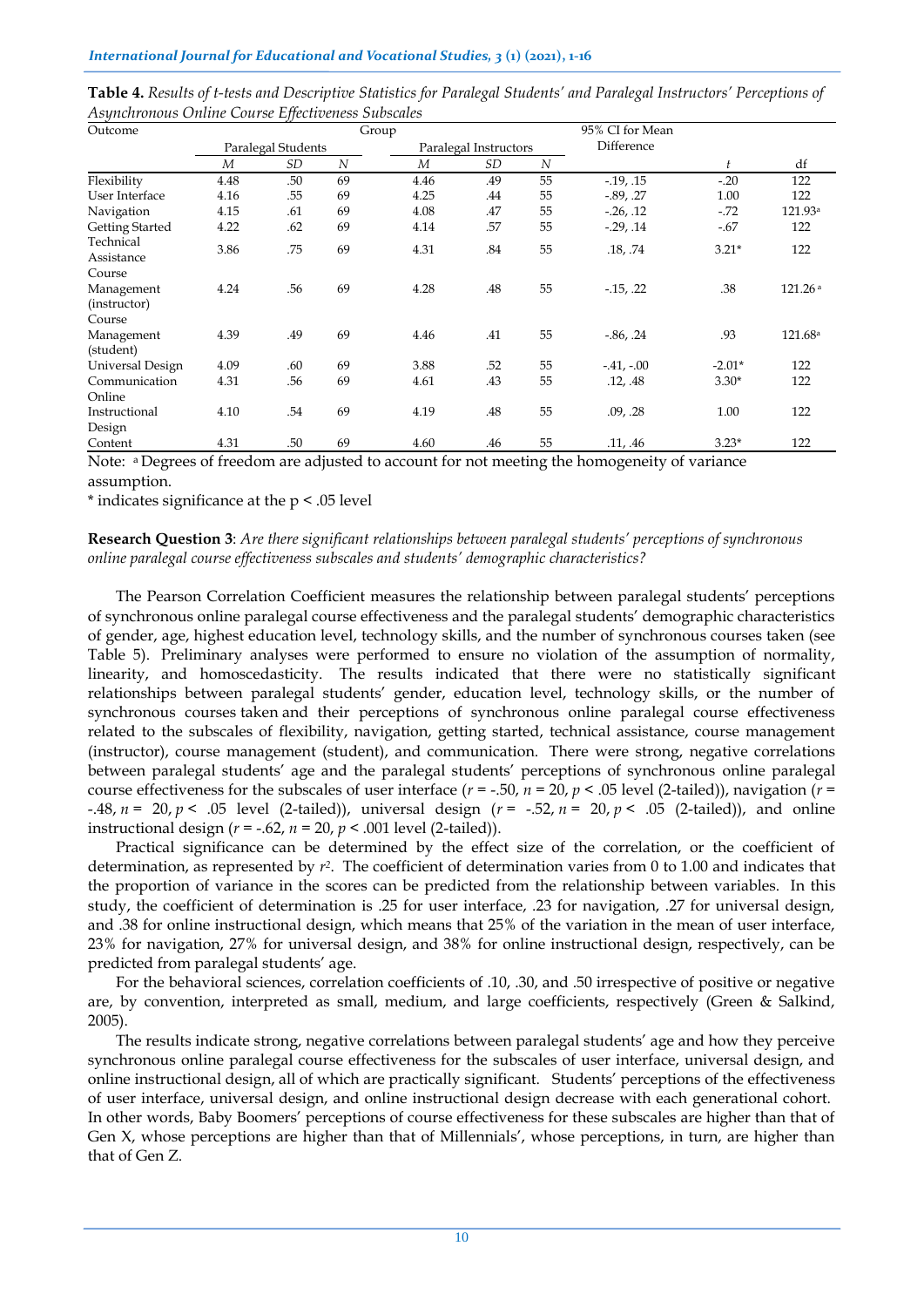**Table 4.** *Results of t-tests and Descriptive Statistics for Paralegal Students' and Paralegal Instructors' Perceptions of Asynchronous Online Course Effectiveness Subscales*

| Outcome | Group | | | | | | 95% CI for Mean Difference | | |
|---|---|---|---|---|---|---|---|---|---|
| | Paralegal Students | | | Paralegal Instructors | | | | | |
| | *M* | *SD* | *N* | *M* | *SD* | *N* | | *t* | df |
| Flexibility | 4.48 | .50 | 69 | 4.46 | .49 | 55 | -.19, .15 | -.20 | 122 |
| User Interface | 4.16 | .55 | 69 | 4.25 | .44 | 55 | -.89, .27 | 1.00 | 122 |
| Navigation | 4.15 | .61 | 69 | 4.08 | .47 | 55 | -.26, .12 | -.72 | 121.93[a] |
| Getting Started | 4.22 | .62 | 69 | 4.14 | .57 | 55 | -.29, .14 | -.67 | 122 |
| Technical Assistance | 3.86 | .75 | 69 | 4.31 | .84 | 55 | .18, .74 | 3.21* | 122 |
| Course Management (instructor) | 4.24 | .56 | 69 | 4.28 | .48 | 55 | -.15, .22 | .38 | 121.26[a] |
| Course Management (student) | 4.39 | .49 | 69 | 4.46 | .41 | 55 | -.86, .24 | .93 | 121.68[a] |
| Universal Design | 4.09 | .60 | 69 | 3.88 | .52 | 55 | -.41, -.00 | -2.01* | 122 |
| Communication | 4.31 | .56 | 69 | 4.61 | .43 | 55 | .12, .48 | 3.30* | 122 |
| Online Instructional Design | 4.10 | .54 | 69 | 4.19 | .48 | 55 | .09, .28 | 1.00 | 122 |
| Content | 4.31 | .50 | 69 | 4.60 | .46 | 55 | .11, .46 | 3.23* | 122 |

Note: [a] Degrees of freedom are adjusted to account for not meeting the homogeneity of variance assumption.

\* indicates significance at the $p < .05$ level

**Research Question 3**: *Are there significant relationships between paralegal students' perceptions of synchronous online paralegal course effectiveness subscales and students' demographic characteristics?*

The Pearson Correlation Coefficient measures the relationship between paralegal students' perceptions of synchronous online paralegal course effectiveness and the paralegal students' demographic characteristics of gender, age, highest education level, technology skills, and the number of synchronous courses taken (see Table 5). Preliminary analyses were performed to ensure no violation of the assumption of normality, linearity, and homoscedasticity. The results indicated that there were no statistically significant relationships between paralegal students' gender, education level, technology skills, or the number of synchronous courses taken and their perceptions of synchronous online paralegal course effectiveness related to the subscales of flexibility, navigation, getting started, technical assistance, course management (instructor), course management (student), and communication. There were strong, negative correlations between paralegal students' age and the paralegal students' perceptions of synchronous online paralegal course effectiveness for the subscales of user interface ($r = -.50$, $n = 20$, $p < .05$ level (2-tailed)), navigation ($r = -.48$, $n = 20$, $p < .05$ level (2-tailed)), universal design ($r = -.52$, $n = 20$, $p < .05$ (2-tailed)), and online instructional design ($r = -.62$, $n = 20$, $p < .001$ level (2-tailed)).

Practical significance can be determined by the effect size of the correlation, or the coefficient of determination, as represented by $r^2$. The coefficient of determination varies from 0 to 1.00 and indicates that the proportion of variance in the scores can be predicted from the relationship between variables. In this study, the coefficient of determination is .25 for user interface, .23 for navigation, .27 for universal design, and .38 for online instructional design, which means that 25% of the variation in the mean of user interface, 23% for navigation, 27% for universal design, and 38% for online instructional design, respectively, can be predicted from paralegal students' age.

For the behavioral sciences, correlation coefficients of .10, .30, and .50 irrespective of positive or negative are, by convention, interpreted as small, medium, and large coefficients, respectively (Green & Salkind, 2005).

The results indicate strong, negative correlations between paralegal students' age and how they perceive synchronous online paralegal course effectiveness for the subscales of user interface, universal design, and online instructional design, all of which are practically significant. Students' perceptions of the effectiveness of user interface, universal design, and online instructional design decrease with each generational cohort. In other words, Baby Boomers' perceptions of course effectiveness for these subscales are higher than that of Gen X, whose perceptions are higher than that of Millennials', whose perceptions, in turn, are higher than that of Gen Z.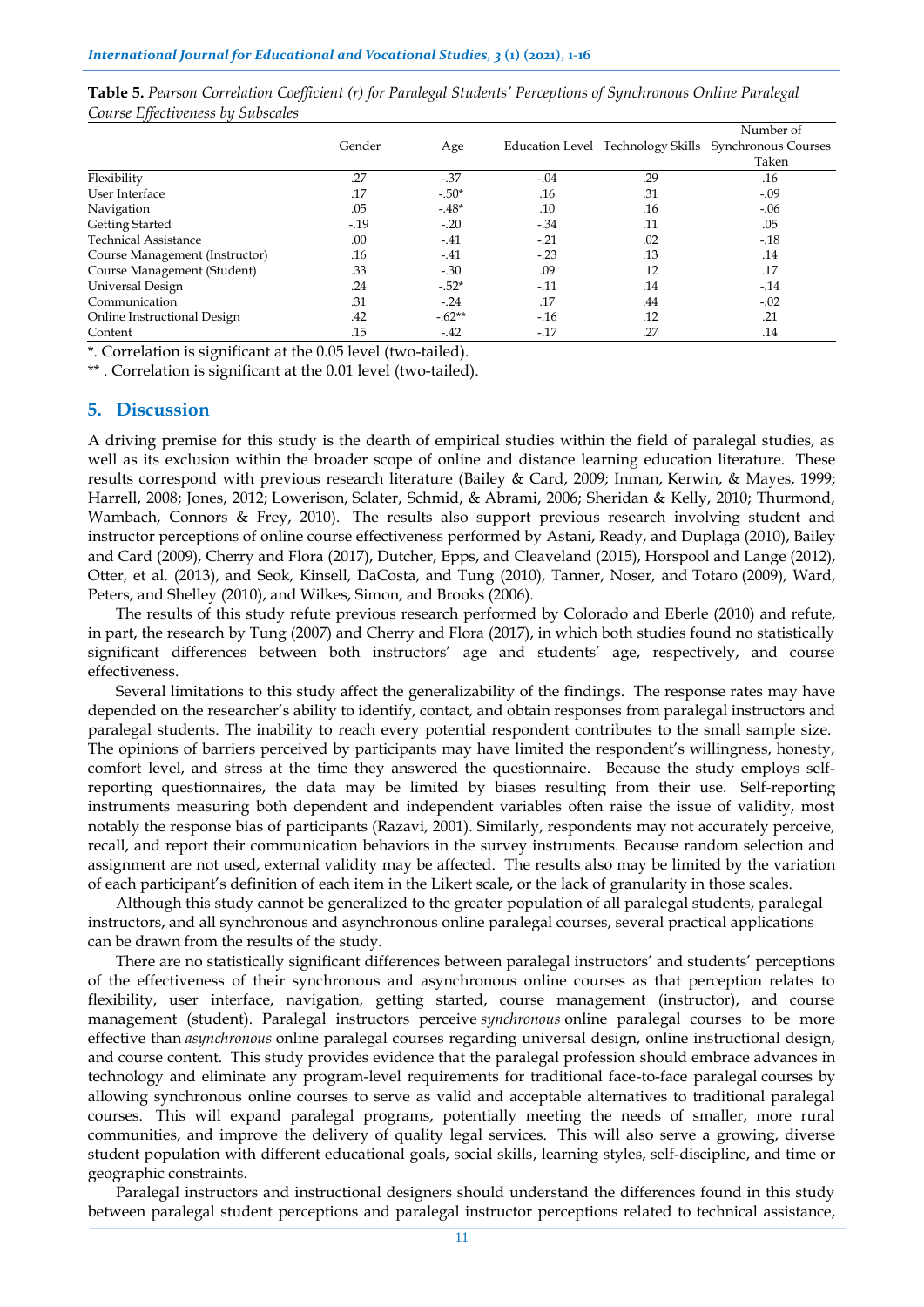**Table 5.** *Pearson Correlation Coefficient (r) for Paralegal Students' Perceptions of Synchronous Online Paralegal Course Effectiveness by Subscales*

| | Gender | Age | Education Level | Technology Skills | Number of Synchronous Courses Taken |
|---|---|---|---|---|---|
| Flexibility | .27 | -.37 | -.04 | .29 | .16 |
| User Interface | .17 | -.50* | .16 | .31 | -.09 |
| Navigation | .05 | -.48* | .10 | .16 | -.06 |
| Getting Started | -.19 | -.20 | -.34 | .11 | .05 |
| Technical Assistance | .00 | -.41 | -.21 | .02 | -.18 |
| Course Management (Instructor) | .16 | -.41 | -.23 | .13 | .14 |
| Course Management (Student) | .33 | -.30 | .09 | .12 | .17 |
| Universal Design | .24 | -.52* | -.11 | .14 | -.14 |
| Communication | .31 | -.24 | .17 | .44 | -.02 |
| Online Instructional Design | .42 | -.62** | -.16 | .12 | .21 |
| Content | .15 | -.42 | -.17 | .27 | .14 |

*. Correlation is significant at the 0.05 level (two-tailed).

** . Correlation is significant at the 0.01 level (two-tailed).

## 5. Discussion

A driving premise for this study is the dearth of empirical studies within the field of paralegal studies, as well as its exclusion within the broader scope of online and distance learning education literature. These results correspond with previous research literature (Bailey & Card, 2009; Inman, Kerwin, & Mayes, 1999; Harrell, 2008; Jones, 2012; Lowerison, Sclater, Schmid, & Abrami, 2006; Sheridan & Kelly, 2010; Thurmond, Wambach, Connors & Frey, 2010). The results also support previous research involving student and instructor perceptions of online course effectiveness performed by Astani, Ready, and Duplaga (2010), Bailey and Card (2009), Cherry and Flora (2017), Dutcher, Epps, and Cleaveland (2015), Horspool and Lange (2012), Otter, et al. (2013), and Seok, Kinsell, DaCosta, and Tung (2010), Tanner, Noser, and Totaro (2009), Ward, Peters, and Shelley (2010), and Wilkes, Simon, and Brooks (2006).

The results of this study refute previous research performed by Colorado and Eberle (2010) and refute, in part, the research by Tung (2007) and Cherry and Flora (2017), in which both studies found no statistically significant differences between both instructors' age and students' age, respectively, and course effectiveness.

Several limitations to this study affect the generalizability of the findings. The response rates may have depended on the researcher's ability to identify, contact, and obtain responses from paralegal instructors and paralegal students. The inability to reach every potential respondent contributes to the small sample size. The opinions of barriers perceived by participants may have limited the respondent's willingness, honesty, comfort level, and stress at the time they answered the questionnaire. Because the study employs self-reporting questionnaires, the data may be limited by biases resulting from their use. Self-reporting instruments measuring both dependent and independent variables often raise the issue of validity, most notably the response bias of participants (Razavi, 2001). Similarly, respondents may not accurately perceive, recall, and report their communication behaviors in the survey instruments. Because random selection and assignment are not used, external validity may be affected. The results also may be limited by the variation of each participant's definition of each item in the Likert scale, or the lack of granularity in those scales.

Although this study cannot be generalized to the greater population of all paralegal students, paralegal instructors, and all synchronous and asynchronous online paralegal courses, several practical applications can be drawn from the results of the study.

There are no statistically significant differences between paralegal instructors' and students' perceptions of the effectiveness of their synchronous and asynchronous online courses as that perception relates to flexibility, user interface, navigation, getting started, course management (instructor), and course management (student). Paralegal instructors perceive *synchronous* online paralegal courses to be more effective than *asynchronous* online paralegal courses regarding universal design, online instructional design, and course content. This study provides evidence that the paralegal profession should embrace advances in technology and eliminate any program-level requirements for traditional face-to-face paralegal courses by allowing synchronous online courses to serve as valid and acceptable alternatives to traditional paralegal courses. This will expand paralegal programs, potentially meeting the needs of smaller, more rural communities, and improve the delivery of quality legal services. This will also serve a growing, diverse student population with different educational goals, social skills, learning styles, self-discipline, and time or geographic constraints.

Paralegal instructors and instructional designers should understand the differences found in this study between paralegal student perceptions and paralegal instructor perceptions related to technical assistance,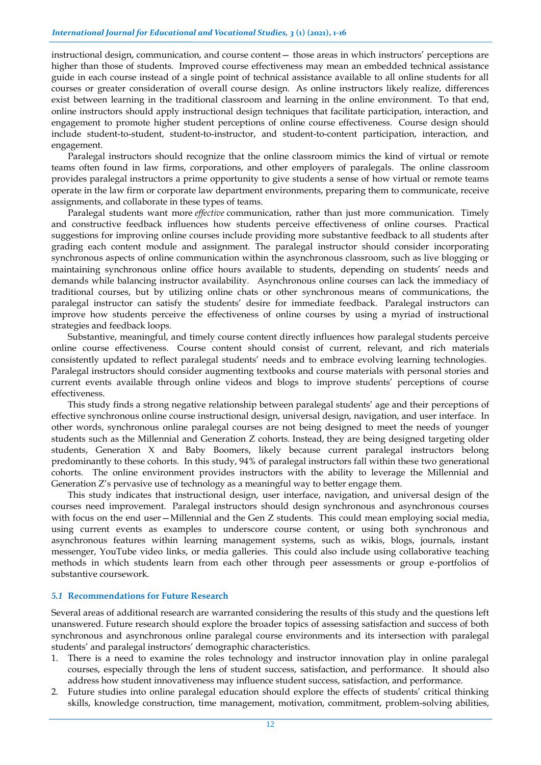instructional design, communication, and course content— those areas in which instructors' perceptions are higher than those of students. Improved course effectiveness may mean an embedded technical assistance guide in each course instead of a single point of technical assistance available to all online students for all courses or greater consideration of overall course design. As online instructors likely realize, differences exist between learning in the traditional classroom and learning in the online environment. To that end, online instructors should apply instructional design techniques that facilitate participation, interaction, and engagement to promote higher student perceptions of online course effectiveness. Course design should include student-to-student, student-to-instructor, and student-to-content participation, interaction, and engagement.

Paralegal instructors should recognize that the online classroom mimics the kind of virtual or remote teams often found in law firms, corporations, and other employers of paralegals. The online classroom provides paralegal instructors a prime opportunity to give students a sense of how virtual or remote teams operate in the law firm or corporate law department environments, preparing them to communicate, receive assignments, and collaborate in these types of teams.

Paralegal students want more *effective* communication, rather than just more communication. Timely and constructive feedback influences how students perceive effectiveness of online courses. Practical suggestions for improving online courses include providing more substantive feedback to all students after grading each content module and assignment. The paralegal instructor should consider incorporating synchronous aspects of online communication within the asynchronous classroom, such as live blogging or maintaining synchronous online office hours available to students, depending on students' needs and demands while balancing instructor availability. Asynchronous online courses can lack the immediacy of traditional courses, but by utilizing online chats or other synchronous means of communications, the paralegal instructor can satisfy the students' desire for immediate feedback. Paralegal instructors can improve how students perceive the effectiveness of online courses by using a myriad of instructional strategies and feedback loops.

Substantive, meaningful, and timely course content directly influences how paralegal students perceive online course effectiveness. Course content should consist of current, relevant, and rich materials consistently updated to reflect paralegal students' needs and to embrace evolving learning technologies. Paralegal instructors should consider augmenting textbooks and course materials with personal stories and current events available through online videos and blogs to improve students' perceptions of course effectiveness.

This study finds a strong negative relationship between paralegal students' age and their perceptions of effective synchronous online course instructional design, universal design, navigation, and user interface. In other words, synchronous online paralegal courses are not being designed to meet the needs of younger students such as the Millennial and Generation Z cohorts. Instead, they are being designed targeting older students, Generation X and Baby Boomers, likely because current paralegal instructors belong predominantly to these cohorts. In this study, 94% of paralegal instructors fall within these two generational cohorts. The online environment provides instructors with the ability to leverage the Millennial and Generation Z's pervasive use of technology as a meaningful way to better engage them.

This study indicates that instructional design, user interface, navigation, and universal design of the courses need improvement. Paralegal instructors should design synchronous and asynchronous courses with focus on the end user—Millennial and the Gen Z students. This could mean employing social media, using current events as examples to underscore course content, or using both synchronous and asynchronous features within learning management systems, such as wikis, blogs, journals, instant messenger, YouTube video links, or media galleries. This could also include using collaborative teaching methods in which students learn from each other through peer assessments or group e-portfolios of substantive coursework.

### 5.1 Recommendations for Future Research

Several areas of additional research are warranted considering the results of this study and the questions left unanswered. Future research should explore the broader topics of assessing satisfaction and success of both synchronous and asynchronous online paralegal course environments and its intersection with paralegal students' and paralegal instructors' demographic characteristics.

1. There is a need to examine the roles technology and instructor innovation play in online paralegal courses, especially through the lens of student success, satisfaction, and performance. It should also address how student innovativeness may influence student success, satisfaction, and performance.
2. Future studies into online paralegal education should explore the effects of students' critical thinking skills, knowledge construction, time management, motivation, commitment, problem-solving abilities,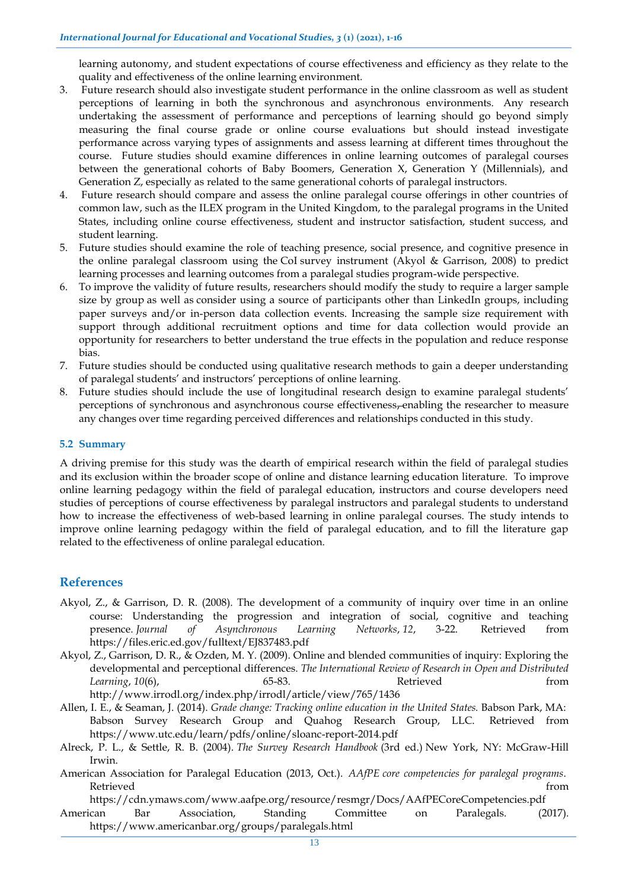learning autonomy, and student expectations of course effectiveness and efficiency as they relate to the quality and effectiveness of the online learning environment.

3. Future research should also investigate student performance in the online classroom as well as student perceptions of learning in both the synchronous and asynchronous environments. Any research undertaking the assessment of performance and perceptions of learning should go beyond simply measuring the final course grade or online course evaluations but should instead investigate performance across varying types of assignments and assess learning at different times throughout the course. Future studies should examine differences in online learning outcomes of paralegal courses between the generational cohorts of Baby Boomers, Generation X, Generation Y (Millennials), and Generation Z, especially as related to the same generational cohorts of paralegal instructors.
4. Future research should compare and assess the online paralegal course offerings in other countries of common law, such as the ILEX program in the United Kingdom, to the paralegal programs in the United States, including online course effectiveness, student and instructor satisfaction, student success, and student learning.
5. Future studies should examine the role of teaching presence, social presence, and cognitive presence in the online paralegal classroom using the CoI survey instrument (Akyol & Garrison, 2008) to predict learning processes and learning outcomes from a paralegal studies program-wide perspective.
6. To improve the validity of future results, researchers should modify the study to require a larger sample size by group as well as consider using a source of participants other than LinkedIn groups, including paper surveys and/or in-person data collection events. Increasing the sample size requirement with support through additional recruitment options and time for data collection would provide an opportunity for researchers to better understand the true effects in the population and reduce response bias.
7. Future studies should be conducted using qualitative research methods to gain a deeper understanding of paralegal students' and instructors' perceptions of online learning.
8. Future studies should include the use of longitudinal research design to examine paralegal students' perceptions of synchronous and asynchronous course effectiveness, enabling the researcher to measure any changes over time regarding perceived differences and relationships conducted in this study.

### 5.2 Summary

A driving premise for this study was the dearth of empirical research within the field of paralegal studies and its exclusion within the broader scope of online and distance learning education literature. To improve online learning pedagogy within the field of paralegal education, instructors and course developers need studies of perceptions of course effectiveness by paralegal instructors and paralegal students to understand how to increase the effectiveness of web-based learning in online paralegal courses. The study intends to improve online learning pedagogy within the field of paralegal education, and to fill the literature gap related to the effectiveness of online paralegal education.

## References

Akyol, Z., & Garrison, D. R. (2008). The development of a community of inquiry over time in an online course: Understanding the progression and integration of social, cognitive and teaching presence. *Journal of Asynchronous Learning Networks*, *12*, 3-22. Retrieved from https://files.eric.ed.gov/fulltext/EJ837483.pdf

Akyol, Z., Garrison, D. R., & Ozden, M. Y. (2009). Online and blended communities of inquiry: Exploring the developmental and perceptional differences. *The International Review of Research in Open and Distributed Learning*, *10*(6), 65-83. Retrieved from http://www.irrodl.org/index.php/irrodl/article/view/765/1436

Allen, I. E., & Seaman, J. (2014). *Grade change: Tracking online education in the United States.* Babson Park, MA: Babson Survey Research Group and Quahog Research Group, LLC. Retrieved from https://www.utc.edu/learn/pdfs/online/sloanc-report-2014.pdf

Alreck, P. L., & Settle, R. B. (2004). *The Survey Research Handbook* (3rd ed.) New York, NY: McGraw-Hill Irwin.

American Association for Paralegal Education (2013, Oct.). *AAfPE core competencies for paralegal programs*. Retrieved from https://cdn.ymaws.com/www.aafpe.org/resource/resmgr/Docs/AAfPECoreCompetencies.pdf

American Bar Association, Standing Committee on Paralegals. (2017). https://www.americanbar.org/groups/paralegals.html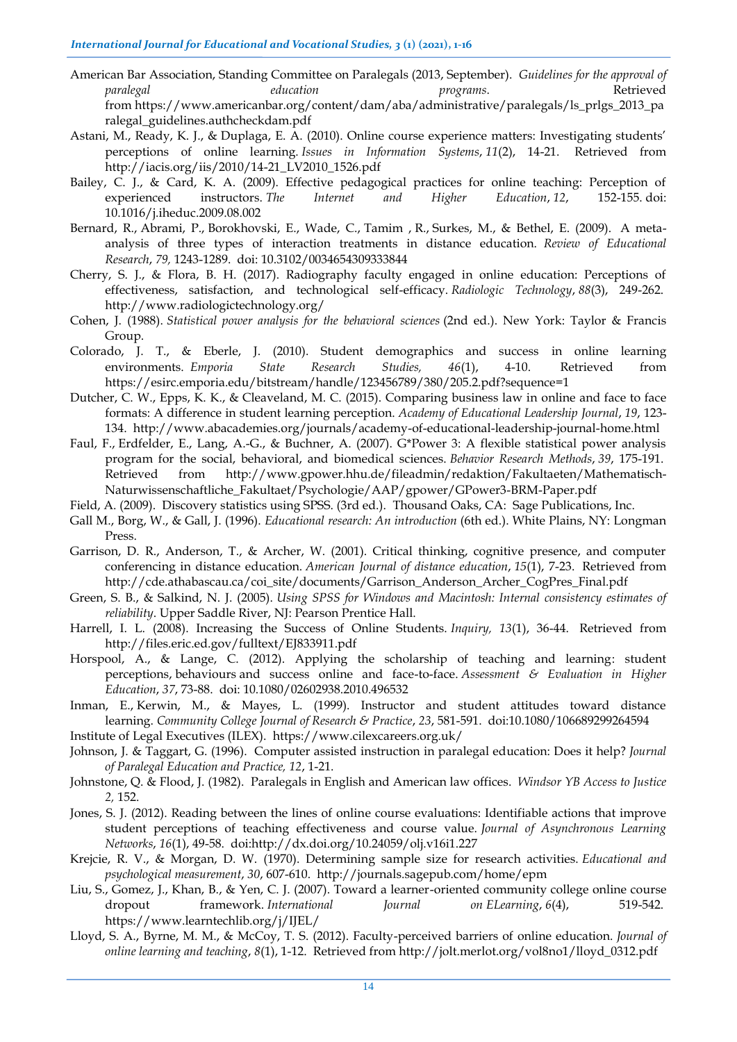American Bar Association, Standing Committee on Paralegals (2013, September). *Guidelines for the approval of paralegal education programs*. Retrieved from https://www.americanbar.org/content/dam/aba/administrative/paralegals/ls_prlgs_2013_paralegal_guidelines.authcheckdam.pdf

Astani, M., Ready, K. J., & Duplaga, E. A. (2010). Online course experience matters: Investigating students' perceptions of online learning. *Issues in Information Systems*, *11*(2), 14-21. Retrieved from http://iacis.org/iis/2010/14-21_LV2010_1526.pdf

Bailey, C. J., & Card, K. A. (2009). Effective pedagogical practices for online teaching: Perception of experienced instructors. *The Internet and Higher Education*, *12*, 152-155. doi: 10.1016/j.iheduc.2009.08.002

Bernard, R., Abrami, P., Borokhovski, E., Wade, C., Tamim , R., Surkes, M., & Bethel, E. (2009). A meta-analysis of three types of interaction treatments in distance education. *Review of Educational Research*, *79,* 1243-1289. doi: 10.3102/0034654309333844

Cherry, S. J., & Flora, B. H. (2017). Radiography faculty engaged in online education: Perceptions of effectiveness, satisfaction, and technological self-efficacy. *Radiologic Technology*, *88*(3), 249-262. http://www.radiologictechnology.org/

Cohen, J. (1988). *Statistical power analysis for the behavioral sciences* (2nd ed.). New York: Taylor & Francis Group.

Colorado, J. T., & Eberle, J. (2010). Student demographics and success in online learning environments. *Emporia State Research Studies, 46*(1), 4-10. Retrieved from https://esirc.emporia.edu/bitstream/handle/123456789/380/205.2.pdf?sequence=1

Dutcher, C. W., Epps, K. K., & Cleaveland, M. C. (2015). Comparing business law in online and face to face formats: A difference in student learning perception. *Academy of Educational Leadership Journal*, *19*, 123-134. http://www.abacademies.org/journals/academy-of-educational-leadership-journal-home.html

Faul, F., Erdfelder, E., Lang, A.-G., & Buchner, A. (2007). G*Power 3: A flexible statistical power analysis program for the social, behavioral, and biomedical sciences. *Behavior Research Methods*, *39*, 175-191. Retrieved from http://www.gpower.hhu.de/fileadmin/redaktion/Fakultaeten/Mathematisch-Naturwissenschaftliche_Fakultaet/Psychologie/AAP/gpower/GPower3-BRM-Paper.pdf

Field, A. (2009). Discovery statistics using SPSS. (3rd ed.). Thousand Oaks, CA: Sage Publications, Inc.

Gall M., Borg, W., & Gall, J. (1996). *Educational research: An introduction* (6th ed.). White Plains, NY: Longman Press.

Garrison, D. R., Anderson, T., & Archer, W. (2001). Critical thinking, cognitive presence, and computer conferencing in distance education. *American Journal of distance education*, *15*(1), 7-23. Retrieved from http://cde.athabascau.ca/coi_site/documents/Garrison_Anderson_Archer_CogPres_Final.pdf

Green, S. B., & Salkind, N. J. (2005). *Using SPSS for Windows and Macintosh: Internal consistency estimates of reliability*. Upper Saddle River, NJ: Pearson Prentice Hall.

Harrell, I. L. (2008). Increasing the Success of Online Students. *Inquiry, 13*(1), 36-44. Retrieved from http://files.eric.ed.gov/fulltext/EJ833911.pdf

Horspool, A., & Lange, C. (2012). Applying the scholarship of teaching and learning: student perceptions, behaviours and success online and face-to-face. *Assessment & Evaluation in Higher Education*, *37*, 73-88. doi: 10.1080/02602938.2010.496532

Inman, E., Kerwin, M., & Mayes, L. (1999). Instructor and student attitudes toward distance learning. *Community College Journal of Research & Practice*, *23*, 581-591. doi:10.1080/106689299264594

Institute of Legal Executives (ILEX). https://www.cilexcareers.org.uk/

Johnson, J. & Taggart, G. (1996). Computer assisted instruction in paralegal education: Does it help? *Journal of Paralegal Education and Practice, 12*, 1-21.

Johnstone, Q. & Flood, J. (1982). Paralegals in English and American law offices. *Windsor YB Access to Justice 2,* 152.

Jones, S. J. (2012). Reading between the lines of online course evaluations: Identifiable actions that improve student perceptions of teaching effectiveness and course value. *Journal of Asynchronous Learning Networks*, *16*(1), 49-58. doi:http://dx.doi.org/10.24059/olj.v16i1.227

Krejcie, R. V., & Morgan, D. W. (1970). Determining sample size for research activities. *Educational and psychological measurement*, *30*, 607-610. http://journals.sagepub.com/home/epm

Liu, S., Gomez, J., Khan, B., & Yen, C. J. (2007). Toward a learner-oriented community college online course dropout framework. *International Journal on ELearning*, *6*(4), 519-542. https://www.learntechlib.org/j/IJEL/

Lloyd, S. A., Byrne, M. M., & McCoy, T. S. (2012). Faculty-perceived barriers of online education. *Journal of online learning and teaching*, *8*(1), 1-12. Retrieved from http://jolt.merlot.org/vol8no1/lloyd_0312.pdf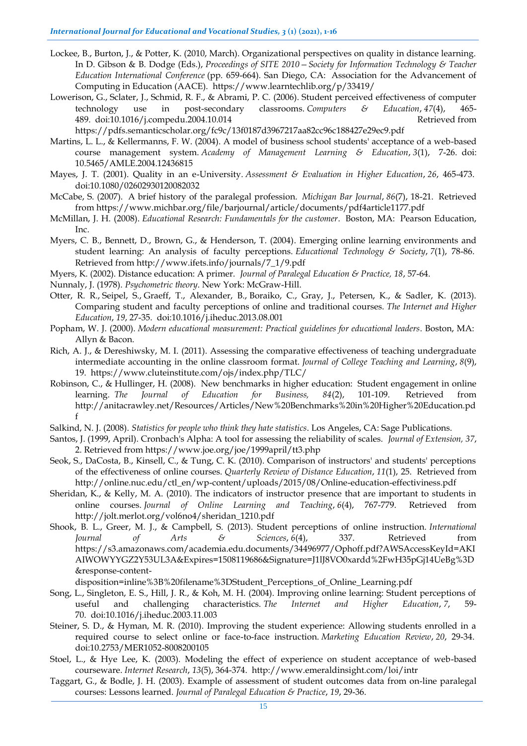Lockee, B., Burton, J., & Potter, K. (2010, March). Organizational perspectives on quality in distance learning. In D. Gibson & B. Dodge (Eds.), *Proceedings of SITE 2010—Society for Information Technology & Teacher Education International Conference* (pp. 659-664). San Diego, CA: Association for the Advancement of Computing in Education (AACE). https://www.learntechlib.org/p/33419/

Lowerison, G., Sclater, J., Schmid, R. F., & Abrami, P. C. (2006). Student perceived effectiveness of computer technology use in post-secondary classrooms. *Computers & Education*, *47*(4), 465-489. doi:10.1016/j.compedu.2004.10.014 Retrieved from https://pdfs.semanticscholar.org/fc9c/13f0187d3967217aa82cc96c188427e29ec9.pdf

Martins, L. L., & Kellermanns, F. W. (2004). A model of business school students' acceptance of a web-based course management system. *Academy of Management Learning & Education*, *3*(1), 7-26. doi: 10.5465/AMLE.2004.12436815

Mayes, J. T. (2001). Quality in an e-University. *Assessment & Evaluation in Higher Education*, *26*, 465-473. doi:10.1080/02602930120082032

McCabe, S. (2007). A brief history of the paralegal profession. *Michigan Bar Journal*, *86*(7), 18-21. Retrieved from https://www.michbar.org/file/barjournal/article/documents/pdf4article1177.pdf

McMillan, J. H. (2008). *Educational Research: Fundamentals for the customer*. Boston, MA: Pearson Education, Inc.

Myers, C. B., Bennett, D., Brown, G., & Henderson, T. (2004). Emerging online learning environments and student learning: An analysis of faculty perceptions. *Educational Technology & Society*, *7*(1), 78-86. Retrieved from http://www.ifets.info/journals/7_1/9.pdf

Myers, K. (2002). Distance education: A primer. *Journal of Paralegal Education & Practice, 18*, 57-64.

Nunnaly, J. (1978). *Psychometric theory*. New York: McGraw-Hill.

Otter, R. R., Seipel, S., Graeff, T., Alexander, B., Boraiko, C., Gray, J., Petersen, K., & Sadler, K. (2013). Comparing student and faculty perceptions of online and traditional courses. *The Internet and Higher Education*, *19*, 27-35. doi:10.1016/j.iheduc.2013.08.001

Popham, W. J. (2000). *Modern educational measurement: Practical guidelines for educational leaders*. Boston, MA: Allyn & Bacon.

Rich, A. J., & Dereshiwsky, M. I. (2011). Assessing the comparative effectiveness of teaching undergraduate intermediate accounting in the online classroom format. *Journal of College Teaching and Learning*, *8*(9), 19. https://www.cluteinstitute.com/ojs/index.php/TLC/

Robinson, C., & Hullinger, H. (2008). New benchmarks in higher education: Student engagement in online learning. *The Journal of Education for Business, 84*(2), 101-109. Retrieved from http://anitacrawley.net/Resources/Articles/New%20Benchmarks%20in%20Higher%20Education.pdf

Salkind, N. J. (2008). *Statistics for people who think they hate statistics*. Los Angeles, CA: Sage Publications.

Santos, J. (1999, April). Cronbach's Alpha: A tool for assessing the reliability of scales. *Journal of Extension, 37*, 2. Retrieved from https://www.joe.org/joe/1999april/tt3.php

Seok, S., DaCosta, B., Kinsell, C., & Tung, C. K. (2010). Comparison of instructors' and students' perceptions of the effectiveness of online courses. *Quarterly Review of Distance Education*, *11*(1), 25. Retrieved from http://online.nuc.edu/ctl_en/wp-content/uploads/2015/08/Online-education-effectiviness.pdf

Sheridan, K., & Kelly, M. A. (2010). The indicators of instructor presence that are important to students in online courses. *Journal of Online Learning and Teaching*, *6*(4), 767-779. Retrieved from http://jolt.merlot.org/vol6no4/sheridan_1210.pdf

Shook, B. L., Greer, M. J., & Campbell, S. (2013). Student perceptions of online instruction. *International Journal of Arts & Sciences*, *6*(4), 337. Retrieved from https://s3.amazonaws.com/academia.edu.documents/34496977/Ophoff.pdf?AWSAccessKeyId=AKIAIWOWYYGZ2Y53UL3A&Expires=1508119686&Signature=J1lJ8VO0xardd%2FwH35pGj14UeBg%3D&response-content-disposition=inline%3B%20filename%3DStudent_Perceptions_of_Online_Learning.pdf

Song, L., Singleton, E. S., Hill, J. R., & Koh, M. H. (2004). Improving online learning: Student perceptions of useful and challenging characteristics. *The Internet and Higher Education*, *7*, 59-70. doi:10.1016/j.iheduc.2003.11.003

Steiner, S. D., & Hyman, M. R. (2010). Improving the student experience: Allowing students enrolled in a required course to select online or face-to-face instruction. *Marketing Education Review*, *20*, 29-34. doi:10.2753/MER1052-8008200105

Stoel, L., & Hye Lee, K. (2003). Modeling the effect of experience on student acceptance of web-based courseware. *Internet Research*, *13*(5), 364-374. http://www.emeraldinsight.com/loi/intr

Taggart, G., & Bodle, J. H. (2003). Example of assessment of student outcomes data from on-line paralegal courses: Lessons learned. *Journal of Paralegal Education & Practice*, *19*, 29-36.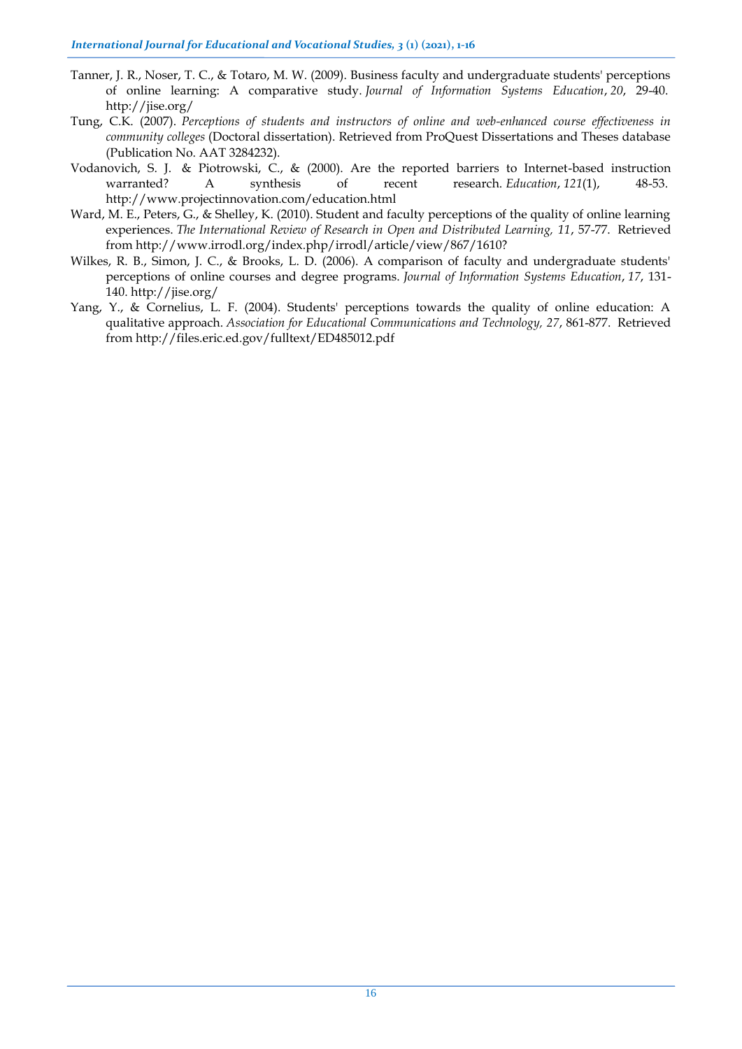Tanner, J. R., Noser, T. C., & Totaro, M. W. (2009). Business faculty and undergraduate students' perceptions of online learning: A comparative study. *Journal of Information Systems Education*, *20*, 29-40. http://jise.org/

Tung, C.K. (2007). *Perceptions of students and instructors of online and web-enhanced course effectiveness in community colleges* (Doctoral dissertation). Retrieved from ProQuest Dissertations and Theses database (Publication No. AAT 3284232).

Vodanovich, S. J. & Piotrowski, C., & (2000). Are the reported barriers to Internet-based instruction warranted? A synthesis of recent research. *Education*, *121*(1), 48-53. http://www.projectinnovation.com/education.html

Ward, M. E., Peters, G., & Shelley, K. (2010). Student and faculty perceptions of the quality of online learning experiences. *The International Review of Research in Open and Distributed Learning, 11*, 57-77. Retrieved from http://www.irrodl.org/index.php/irrodl/article/view/867/1610?

Wilkes, R. B., Simon, J. C., & Brooks, L. D. (2006). A comparison of faculty and undergraduate students' perceptions of online courses and degree programs. *Journal of Information Systems Education*, *17*, 131-140. http://jise.org/

Yang, Y., & Cornelius, L. F. (2004). Students' perceptions towards the quality of online education: A qualitative approach. *Association for Educational Communications and Technology, 27*, 861-877. Retrieved from http://files.eric.ed.gov/fulltext/ED485012.pdf